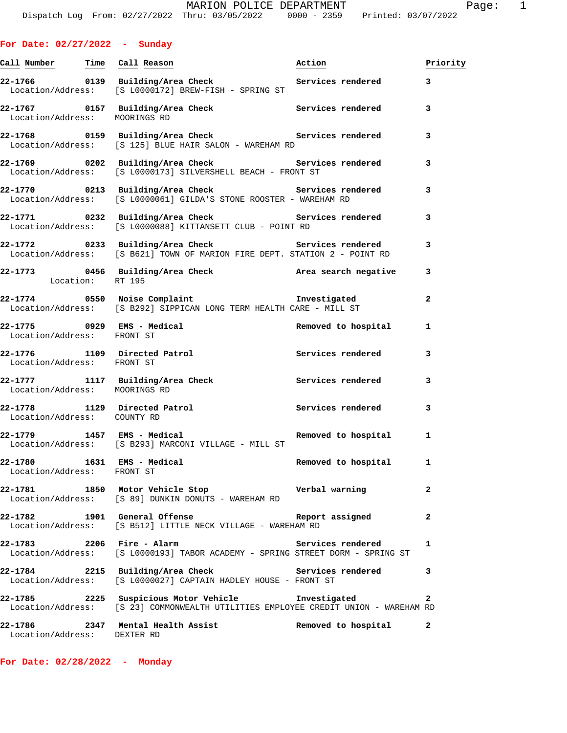# MARION POLICE DEPARTMENT

Dispatch Log From: 02/27/2022 Thru: 03/05/2022 0000 - 2359 Printed: 03/07/2022

## For Date: 02/27/2022 - Sunday

| Call Number | Time | Call Reason | Action | Priority |
|---|---|---|---|---|
| 22-1766 | 0139 | Building/Area Check | Services rendered | 3 |
| Location/Address: | | [S L0000172] BREW-FISH - SPRING ST | | |
| 22-1767 | 0157 | Building/Area Check | Services rendered | 3 |
| Location/Address: | | MOORINGS RD | | |
| 22-1768 | 0159 | Building/Area Check | Services rendered | 3 |
| Location/Address: | | [S 125] BLUE HAIR SALON - WAREHAM RD | | |
| 22-1769 | 0202 | Building/Area Check | Services rendered | 3 |
| Location/Address: | | [S L0000173] SILVERSHELL BEACH - FRONT ST | | |
| 22-1770 | 0213 | Building/Area Check | Services rendered | 3 |
| Location/Address: | | [S L0000061] GILDA'S STONE ROOSTER - WAREHAM RD | | |
| 22-1771 | 0232 | Building/Area Check | Services rendered | 3 |
| Location/Address: | | [S L0000088] KITTANSETT CLUB - POINT RD | | |
| 22-1772 | 0233 | Building/Area Check | Services rendered | 3 |
| Location/Address: | | [S B621] TOWN OF MARION FIRE DEPT. STATION 2 - POINT RD | | |
| 22-1773 | 0456 | Building/Area Check | Area search negative | 3 |
| Location: | | RT 195 | | |
| 22-1774 | 0550 | Noise Complaint | Investigated | 2 |
| Location/Address: | | [S B292] SIPPICAN LONG TERM HEALTH CARE - MILL ST | | |
| 22-1775 | 0929 | EMS - Medical | Removed to hospital | 1 |
| Location/Address: | | FRONT ST | | |
| 22-1776 | 1109 | Directed Patrol | Services rendered | 3 |
| Location/Address: | | FRONT ST | | |
| 22-1777 | 1117 | Building/Area Check | Services rendered | 3 |
| Location/Address: | | MOORINGS RD | | |
| 22-1778 | 1129 | Directed Patrol | Services rendered | 3 |
| Location/Address: | | COUNTY RD | | |
| 22-1779 | 1457 | EMS - Medical | Removed to hospital | 1 |
| Location/Address: | | [S B293] MARCONI VILLAGE - MILL ST | | |
| 22-1780 | 1631 | EMS - Medical | Removed to hospital | 1 |
| Location/Address: | | FRONT ST | | |
| 22-1781 | 1850 | Motor Vehicle Stop | Verbal warning | 2 |
| Location/Address: | | [S 89] DUNKIN DONUTS - WAREHAM RD | | |
| 22-1782 | 1901 | General Offense | Report assigned | 2 |
| Location/Address: | | [S B512] LITTLE NECK VILLAGE - WAREHAM RD | | |
| 22-1783 | 2206 | Fire - Alarm | Services rendered | 1 |
| Location/Address: | | [S L0000193] TABOR ACADEMY - SPRING STREET DORM - SPRING ST | | |
| 22-1784 | 2215 | Building/Area Check | Services rendered | 3 |
| Location/Address: | | [S L0000027] CAPTAIN HADLEY HOUSE - FRONT ST | | |
| 22-1785 | 2225 | Suspicious Motor Vehicle | Investigated | 2 |
| Location/Address: | | [S 23] COMMONWEALTH UTILITIES EMPLOYEE CREDIT UNION - WAREHAM RD | | |
| 22-1786 | 2347 | Mental Health Assist | Removed to hospital | 2 |
| Location/Address: | | DEXTER RD | | |

## For Date: 02/28/2022 - Monday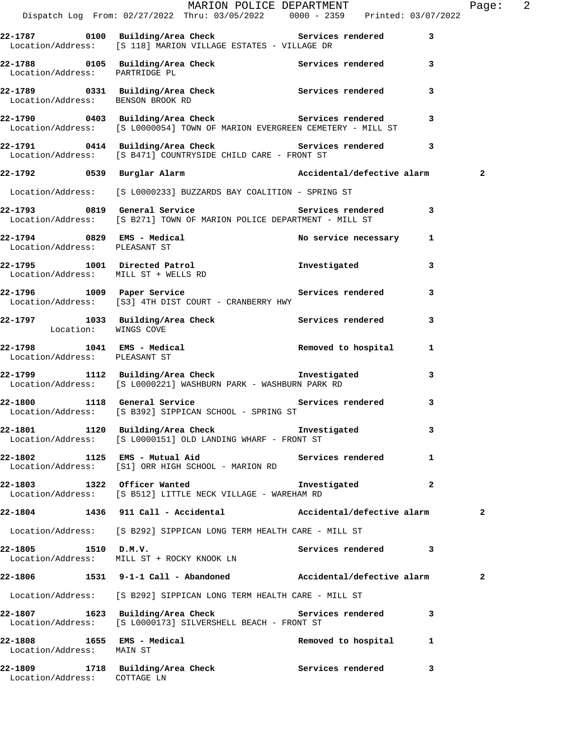**22-1787 0100 Building/Area Check Services rendered 3**
Location/Address: [S 118] MARION VILLAGE ESTATES - VILLAGE DR

**22-1788 0105 Building/Area Check Services rendered 3**
Location/Address: PARTRIDGE PL

**22-1789 0331 Building/Area Check Services rendered 3**
Location/Address: BENSON BROOK RD

**22-1790 0403 Building/Area Check Services rendered 3**
Location/Address: [S L0000054] TOWN OF MARION EVERGREEN CEMETERY - MILL ST

**22-1791 0414 Building/Area Check Services rendered 3**
Location/Address: [S B471] COUNTRYSIDE CHILD CARE - FRONT ST

**22-1792 0539 Burglar Alarm Accidental/defective alarm 2**
Location/Address: [S L0000233] BUZZARDS BAY COALITION - SPRING ST

**22-1793 0819 General Service Services rendered 3**
Location/Address: [S B271] TOWN OF MARION POLICE DEPARTMENT - MILL ST

**22-1794 0829 EMS - Medical No service necessary 1**
Location/Address: PLEASANT ST

**22-1795 1001 Directed Patrol Investigated 3**
Location/Address: MILL ST + WELLS RD

**22-1796 1009 Paper Service Services rendered 3**
Location/Address: [S3] 4TH DIST COURT - CRANBERRY HWY

**22-1797 1033 Building/Area Check Services rendered 3**
Location: WINGS COVE

**22-1798 1041 EMS - Medical Removed to hospital 1**
Location/Address: PLEASANT ST

**22-1799 1112 Building/Area Check Investigated 3**
Location/Address: [S L0000221] WASHBURN PARK - WASHBURN PARK RD

**22-1800 1118 General Service Services rendered 3**
Location/Address: [S B392] SIPPICAN SCHOOL - SPRING ST

**22-1801 1120 Building/Area Check Investigated 3**
Location/Address: [S L0000151] OLD LANDING WHARF - FRONT ST

**22-1802 1125 EMS - Mutual Aid Services rendered 1**
Location/Address: [S1] ORR HIGH SCHOOL - MARION RD

**22-1803 1322 Officer Wanted Investigated 2**
Location/Address: [S B512] LITTLE NECK VILLAGE - WAREHAM RD

**22-1804 1436 911 Call - Accidental Accidental/defective alarm 2**
Location/Address: [S B292] SIPPICAN LONG TERM HEALTH CARE - MILL ST

**22-1805 1510 D.M.V. Services rendered 3**
Location/Address: MILL ST + ROCKY KNOOK LN

**22-1806 1531 9-1-1 Call - Abandoned Accidental/defective alarm 2**
Location/Address: [S B292] SIPPICAN LONG TERM HEALTH CARE - MILL ST

**22-1807 1623 Building/Area Check Services rendered 3**
Location/Address: [S L0000173] SILVERSHELL BEACH - FRONT ST

**22-1808 1655 EMS - Medical Removed to hospital 1**
Location/Address: MAIN ST

**22-1809 1718 Building/Area Check Services rendered 3**
Location/Address: COTTAGE LN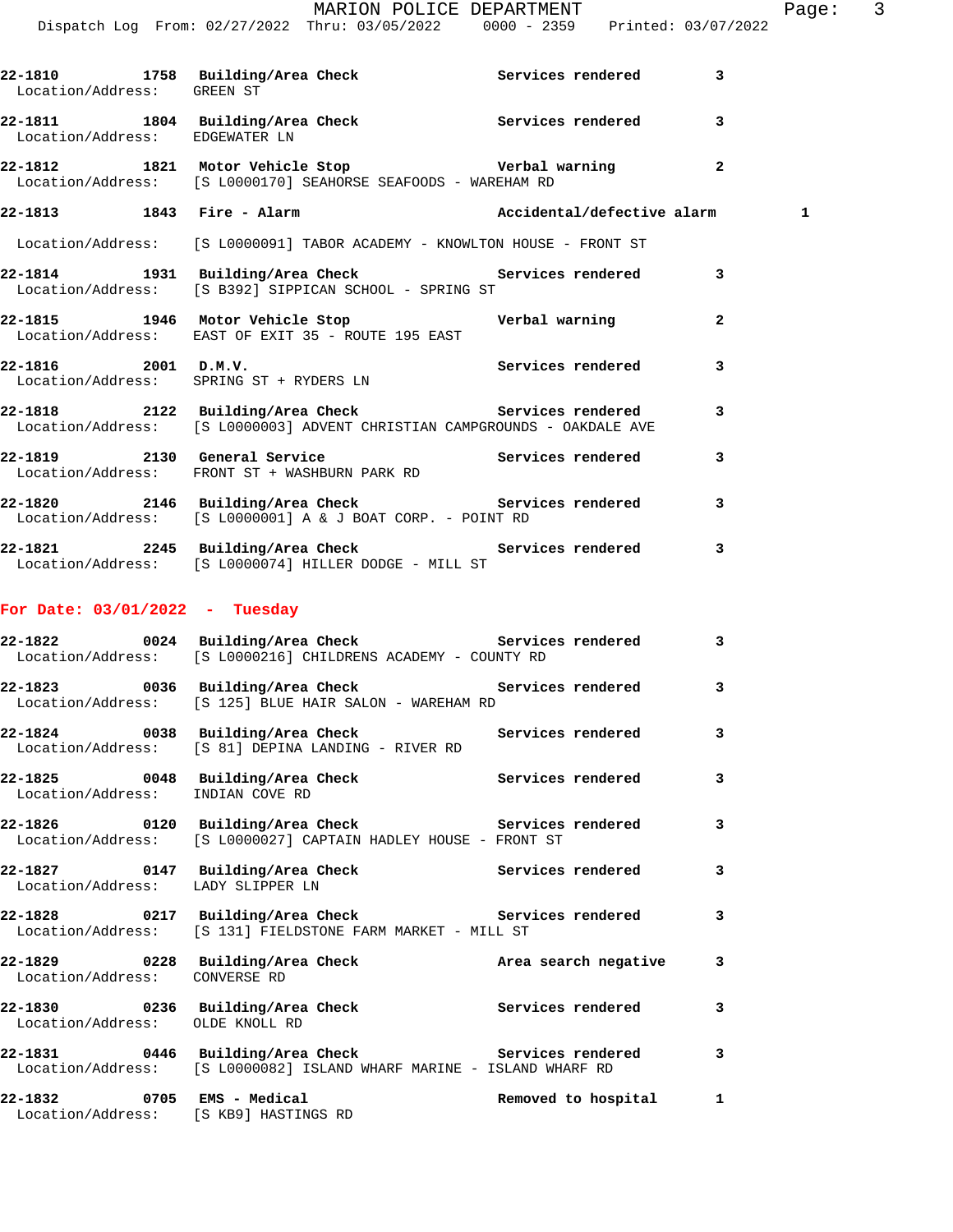22-1810 1758 Building/Area Check Services rendered 3
Location/Address: GREEN ST

22-1811 1804 Building/Area Check Services rendered 3
Location/Address: EDGEWATER LN

22-1812 1821 Motor Vehicle Stop Verbal warning 2
Location/Address: [S L0000170] SEAHORSE SEAFOODS - WAREHAM RD

22-1813 1843 Fire - Alarm Accidental/defective alarm 1
Location/Address: [S L0000091] TABOR ACADEMY - KNOWLTON HOUSE - FRONT ST

22-1814 1931 Building/Area Check Services rendered 3
Location/Address: [S B392] SIPPICAN SCHOOL - SPRING ST

22-1815 1946 Motor Vehicle Stop Verbal warning 2
Location/Address: EAST OF EXIT 35 - ROUTE 195 EAST

22-1816 2001 D.M.V. Services rendered 3
Location/Address: SPRING ST + RYDERS LN

22-1818 2122 Building/Area Check Services rendered 3
Location/Address: [S L0000003] ADVENT CHRISTIAN CAMPGROUNDS - OAKDALE AVE

22-1819 2130 General Service Services rendered 3
Location/Address: FRONT ST + WASHBURN PARK RD

22-1820 2146 Building/Area Check Services rendered 3
Location/Address: [S L0000001] A & J BOAT CORP. - POINT RD

22-1821 2245 Building/Area Check Services rendered 3
Location/Address: [S L0000074] HILLER DODGE - MILL ST

## For Date: 03/01/2022 - Tuesday

22-1822 0024 Building/Area Check Services rendered 3
Location/Address: [S L0000216] CHILDRENS ACADEMY - COUNTY RD

22-1823 0036 Building/Area Check Services rendered 3
Location/Address: [S 125] BLUE HAIR SALON - WAREHAM RD

22-1824 0038 Building/Area Check Services rendered 3
Location/Address: [S 81] DEPINA LANDING - RIVER RD

22-1825 0048 Building/Area Check Services rendered 3
Location/Address: INDIAN COVE RD

22-1826 0120 Building/Area Check Services rendered 3
Location/Address: [S L0000027] CAPTAIN HADLEY HOUSE - FRONT ST

22-1827 0147 Building/Area Check Services rendered 3
Location/Address: LADY SLIPPER LN

22-1828 0217 Building/Area Check Services rendered 3
Location/Address: [S 131] FIELDSTONE FARM MARKET - MILL ST

22-1829 0228 Building/Area Check Area search negative 3
Location/Address: CONVERSE RD

22-1830 0236 Building/Area Check Services rendered 3
Location/Address: OLDE KNOLL RD

22-1831 0446 Building/Area Check Services rendered 3
Location/Address: [S L0000082] ISLAND WHARF MARINE - ISLAND WHARF RD

22-1832 0705 EMS - Medical Removed to hospital 1
Location/Address: [S KB9] HASTINGS RD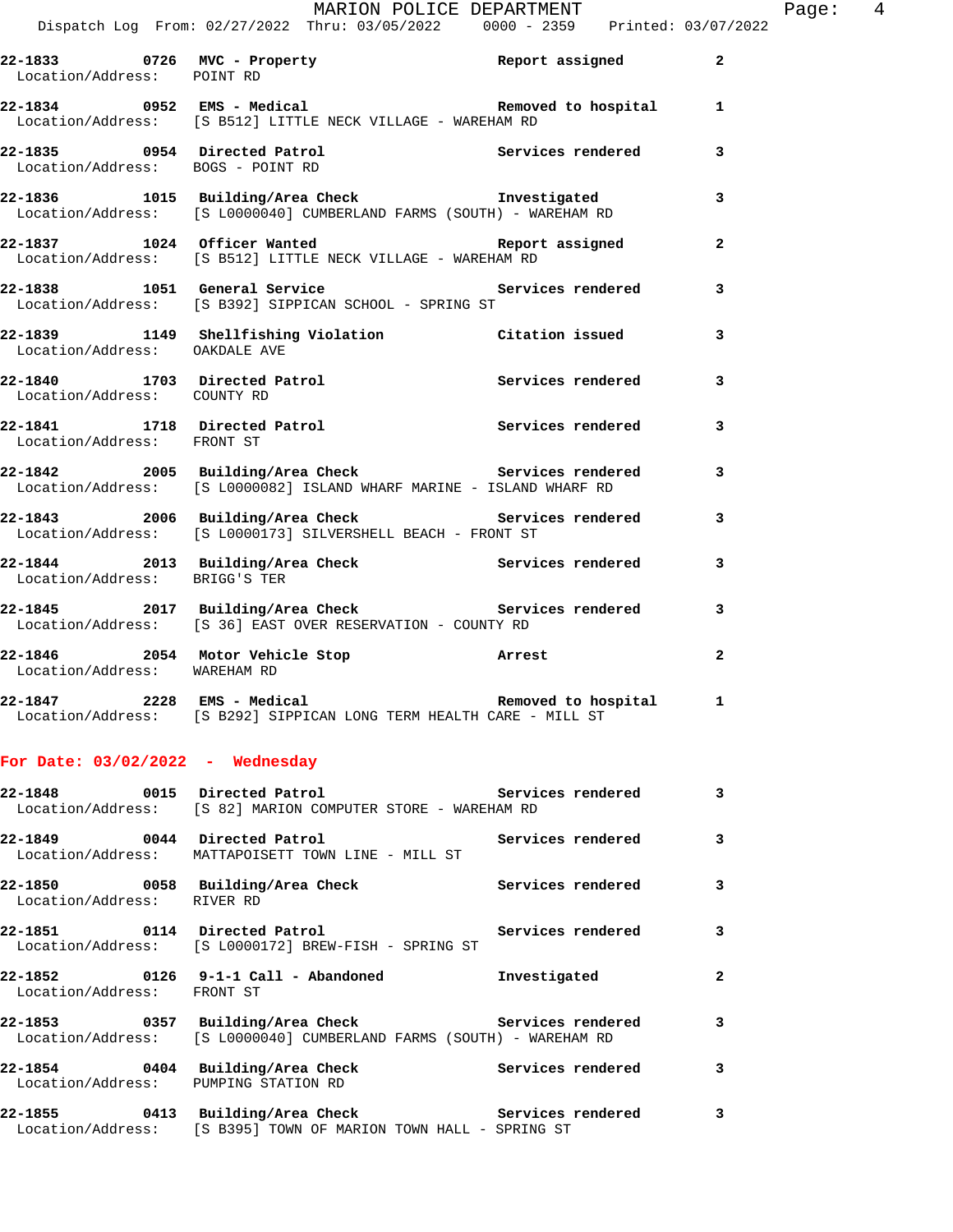| Call # | Time | Call Reason | Action | Priority |
|---|---|---|---|---|
| 22-1833 | 0726 | MVC - Property | Report assigned | 2 |
| | | Location/Address: POINT RD | | |
| 22-1834 | 0952 | EMS - Medical | Removed to hospital | 1 |
| | | Location/Address: [S B512] LITTLE NECK VILLAGE - WAREHAM RD | | |
| 22-1835 | 0954 | Directed Patrol | Services rendered | 3 |
| | | Location/Address: BOGS - POINT RD | | |
| 22-1836 | 1015 | Building/Area Check | Investigated | 3 |
| | | Location/Address: [S L0000040] CUMBERLAND FARMS (SOUTH) - WAREHAM RD | | |
| 22-1837 | 1024 | Officer Wanted | Report assigned | 2 |
| | | Location/Address: [S B512] LITTLE NECK VILLAGE - WAREHAM RD | | |
| 22-1838 | 1051 | General Service | Services rendered | 3 |
| | | Location/Address: [S B392] SIPPICAN SCHOOL - SPRING ST | | |
| 22-1839 | 1149 | Shellfishing Violation | Citation issued | 3 |
| | | Location/Address: OAKDALE AVE | | |
| 22-1840 | 1703 | Directed Patrol | Services rendered | 3 |
| | | Location/Address: COUNTY RD | | |
| 22-1841 | 1718 | Directed Patrol | Services rendered | 3 |
| | | Location/Address: FRONT ST | | |
| 22-1842 | 2005 | Building/Area Check | Services rendered | 3 |
| | | Location/Address: [S L0000082] ISLAND WHARF MARINE - ISLAND WHARF RD | | |
| 22-1843 | 2006 | Building/Area Check | Services rendered | 3 |
| | | Location/Address: [S L0000173] SILVERSHELL BEACH - FRONT ST | | |
| 22-1844 | 2013 | Building/Area Check | Services rendered | 3 |
| | | Location/Address: BRIGG'S TER | | |
| 22-1845 | 2017 | Building/Area Check | Services rendered | 3 |
| | | Location/Address: [S 36] EAST OVER RESERVATION - COUNTY RD | | |
| 22-1846 | 2054 | Motor Vehicle Stop | Arrest | 2 |
| | | Location/Address: WAREHAM RD | | |
| 22-1847 | 2228 | EMS - Medical | Removed to hospital | 1 |
| | | Location/Address: [S B292] SIPPICAN LONG TERM HEALTH CARE - MILL ST | | |

## For Date: 03/02/2022 - Wednesday

| Call # | Time | Call Reason | Action | Priority |
|---|---|---|---|---|
| 22-1848 | 0015 | Directed Patrol | Services rendered | 3 |
| | | Location/Address: [S 82] MARION COMPUTER STORE - WAREHAM RD | | |
| 22-1849 | 0044 | Directed Patrol | Services rendered | 3 |
| | | Location/Address: MATTAPOISETT TOWN LINE - MILL ST | | |
| 22-1850 | 0058 | Building/Area Check | Services rendered | 3 |
| | | Location/Address: RIVER RD | | |
| 22-1851 | 0114 | Directed Patrol | Services rendered | 3 |
| | | Location/Address: [S L0000172] BREW-FISH - SPRING ST | | |
| 22-1852 | 0126 | 9-1-1 Call - Abandoned | Investigated | 2 |
| | | Location/Address: FRONT ST | | |
| 22-1853 | 0357 | Building/Area Check | Services rendered | 3 |
| | | Location/Address: [S L0000040] CUMBERLAND FARMS (SOUTH) - WAREHAM RD | | |
| 22-1854 | 0404 | Building/Area Check | Services rendered | 3 |
| | | Location/Address: PUMPING STATION RD | | |
| 22-1855 | 0413 | Building/Area Check | Services rendered | 3 |
| | | Location/Address: [S B395] TOWN OF MARION TOWN HALL - SPRING ST | | |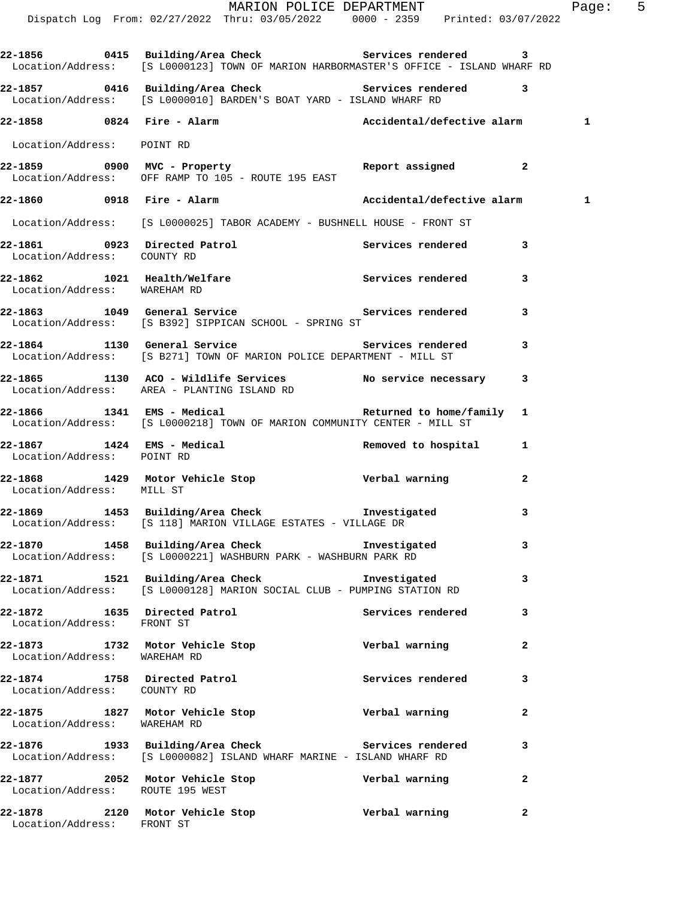MARION POLICE DEPARTMENT

Dispatch Log From: 02/27/2022 Thru: 03/05/2022 0000 - 2359 Printed: 03/07/2022

**22-1856 0415 Building/Area Check — Services rendered 3**
Location/Address: [S L0000123] TOWN OF MARION HARBORMASTER'S OFFICE - ISLAND WHARF RD

**22-1857 0416 Building/Area Check — Services rendered 3**
Location/Address: [S L0000010] BARDEN'S BOAT YARD - ISLAND WHARF RD

**22-1858 0824 Fire - Alarm — Accidental/defective alarm 1**
Location/Address: POINT RD

**22-1859 0900 MVC - Property — Report assigned 2**
Location/Address: OFF RAMP TO 105 - ROUTE 195 EAST

**22-1860 0918 Fire - Alarm — Accidental/defective alarm 1**
Location/Address: [S L0000025] TABOR ACADEMY - BUSHNELL HOUSE - FRONT ST

**22-1861 0923 Directed Patrol — Services rendered 3**
Location/Address: COUNTY RD

**22-1862 1021 Health/Welfare — Services rendered 3**
Location/Address: WAREHAM RD

**22-1863 1049 General Service — Services rendered 3**
Location/Address: [S B392] SIPPICAN SCHOOL - SPRING ST

**22-1864 1130 General Service — Services rendered 3**
Location/Address: [S B271] TOWN OF MARION POLICE DEPARTMENT - MILL ST

**22-1865 1130 ACO - Wildlife Services — No service necessary 3**
Location/Address: AREA - PLANTING ISLAND RD

**22-1866 1341 EMS - Medical — Returned to home/family 1**
Location/Address: [S L0000218] TOWN OF MARION COMMUNITY CENTER - MILL ST

**22-1867 1424 EMS - Medical — Removed to hospital 1**
Location/Address: POINT RD

**22-1868 1429 Motor Vehicle Stop — Verbal warning 2**
Location/Address: MILL ST

**22-1869 1453 Building/Area Check — Investigated 3**
Location/Address: [S 118] MARION VILLAGE ESTATES - VILLAGE DR

**22-1870 1458 Building/Area Check — Investigated 3**
Location/Address: [S L0000221] WASHBURN PARK - WASHBURN PARK RD

**22-1871 1521 Building/Area Check — Investigated 3**
Location/Address: [S L0000128] MARION SOCIAL CLUB - PUMPING STATION RD

**22-1872 1635 Directed Patrol — Services rendered 3**
Location/Address: FRONT ST

**22-1873 1732 Motor Vehicle Stop — Verbal warning 2**
Location/Address: WAREHAM RD

**22-1874 1758 Directed Patrol — Services rendered 3**
Location/Address: COUNTY RD

**22-1875 1827 Motor Vehicle Stop — Verbal warning 2**
Location/Address: WAREHAM RD

**22-1876 1933 Building/Area Check — Services rendered 3**
Location/Address: [S L0000082] ISLAND WHARF MARINE - ISLAND WHARF RD

**22-1877 2052 Motor Vehicle Stop — Verbal warning 2**
Location/Address: ROUTE 195 WEST

**22-1878 2120 Motor Vehicle Stop — Verbal warning 2**
Location/Address: FRONT ST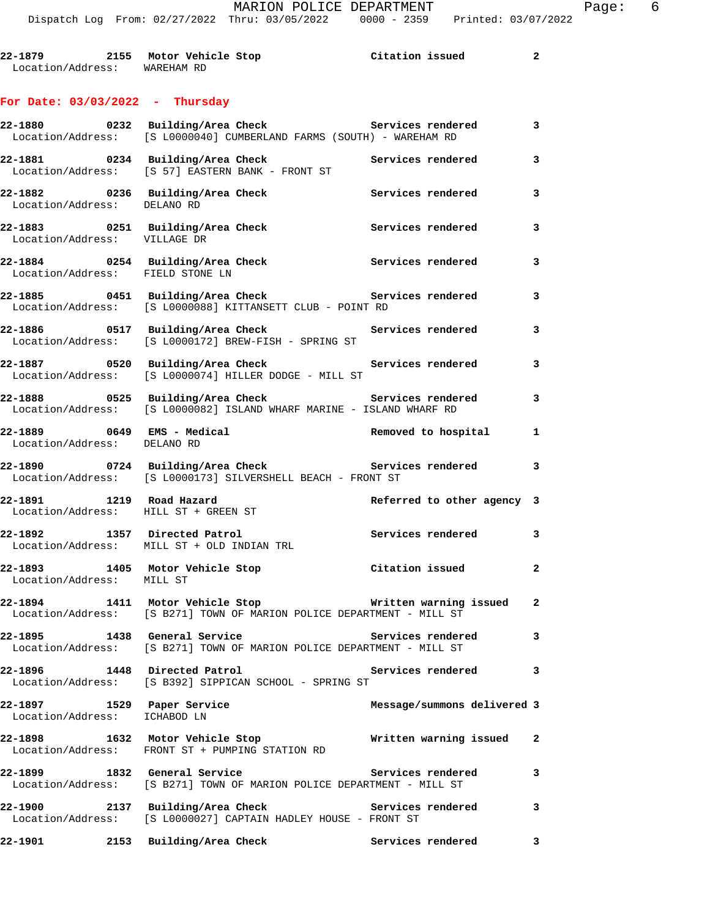**22-1879 2155 Motor Vehicle Stop — Citation issued — 2**
Location/Address: WAREHAM RD

## For Date: 03/03/2022 - Thursday

**22-1880 0232 Building/Area Check — Services rendered — 3**
Location/Address: [S L0000040] CUMBERLAND FARMS (SOUTH) - WAREHAM RD

**22-1881 0234 Building/Area Check — Services rendered — 3**
Location/Address: [S 57] EASTERN BANK - FRONT ST

**22-1882 0236 Building/Area Check — Services rendered — 3**
Location/Address: DELANO RD

**22-1883 0251 Building/Area Check — Services rendered — 3**
Location/Address: VILLAGE DR

**22-1884 0254 Building/Area Check — Services rendered — 3**
Location/Address: FIELD STONE LN

**22-1885 0451 Building/Area Check — Services rendered — 3**
Location/Address: [S L0000088] KITTANSETT CLUB - POINT RD

**22-1886 0517 Building/Area Check — Services rendered — 3**
Location/Address: [S L0000172] BREW-FISH - SPRING ST

**22-1887 0520 Building/Area Check — Services rendered — 3**
Location/Address: [S L0000074] HILLER DODGE - MILL ST

**22-1888 0525 Building/Area Check — Services rendered — 3**
Location/Address: [S L0000082] ISLAND WHARF MARINE - ISLAND WHARF RD

**22-1889 0649 EMS - Medical — Removed to hospital — 1**
Location/Address: DELANO RD

**22-1890 0724 Building/Area Check — Services rendered — 3**
Location/Address: [S L0000173] SILVERSHELL BEACH - FRONT ST

**22-1891 1219 Road Hazard — Referred to other agency — 3**
Location/Address: HILL ST + GREEN ST

**22-1892 1357 Directed Patrol — Services rendered — 3**
Location/Address: MILL ST + OLD INDIAN TRL

**22-1893 1405 Motor Vehicle Stop — Citation issued — 2**
Location/Address: MILL ST

**22-1894 1411 Motor Vehicle Stop — Written warning issued — 2**
Location/Address: [S B271] TOWN OF MARION POLICE DEPARTMENT - MILL ST

**22-1895 1438 General Service — Services rendered — 3**
Location/Address: [S B271] TOWN OF MARION POLICE DEPARTMENT - MILL ST

**22-1896 1448 Directed Patrol — Services rendered — 3**
Location/Address: [S B392] SIPPICAN SCHOOL - SPRING ST

**22-1897 1529 Paper Service — Message/summons delivered — 3**
Location/Address: ICHABOD LN

**22-1898 1632 Motor Vehicle Stop — Written warning issued — 2**
Location/Address: FRONT ST + PUMPING STATION RD

**22-1899 1832 General Service — Services rendered — 3**
Location/Address: [S B271] TOWN OF MARION POLICE DEPARTMENT - MILL ST

**22-1900 2137 Building/Area Check — Services rendered — 3**
Location/Address: [S L0000027] CAPTAIN HADLEY HOUSE - FRONT ST

**22-1901 2153 Building/Area Check — Services rendered — 3**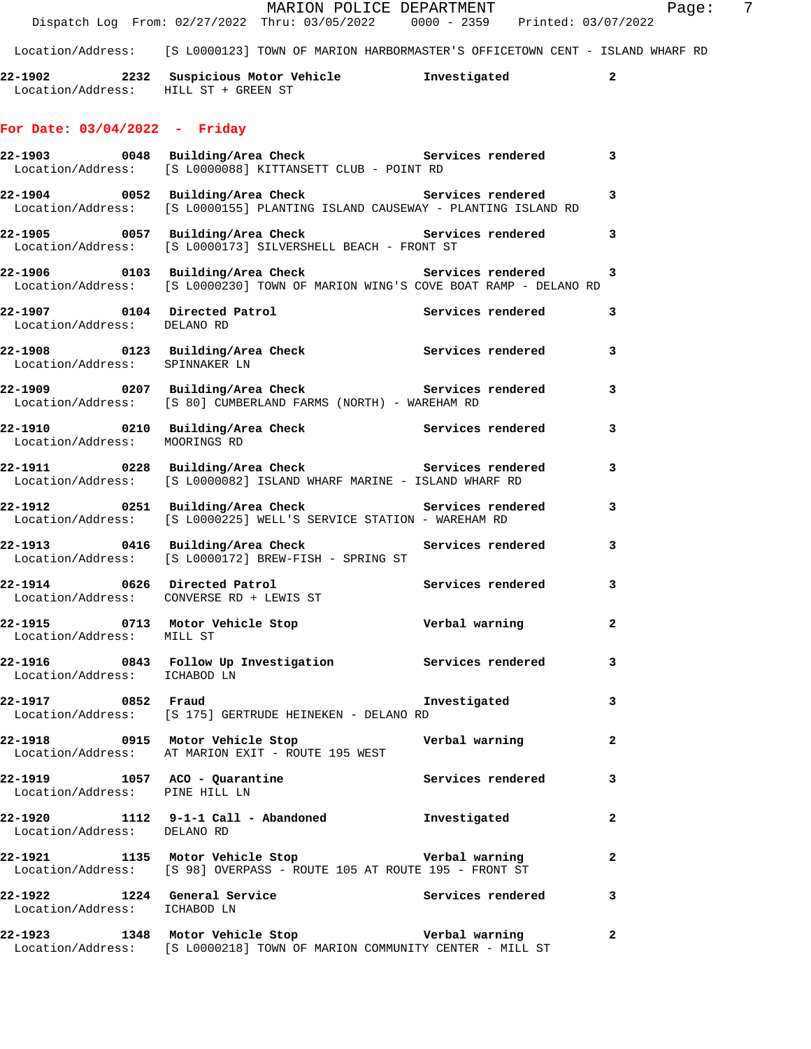Location/Address: [S L0000123] TOWN OF MARION HARBORMASTER'S OFFICETOWN CENT - ISLAND WHARF RD

**22-1902 2232 Suspicious Motor Vehicle** Investigated 2
Location/Address: HILL ST + GREEN ST

## For Date: 03/04/2022 - Friday

**22-1903 0048 Building/Area Check** Services rendered 3
Location/Address: [S L0000088] KITTANSETT CLUB - POINT RD

**22-1904 0052 Building/Area Check** Services rendered 3
Location/Address: [S L0000155] PLANTING ISLAND CAUSEWAY - PLANTING ISLAND RD

**22-1905 0057 Building/Area Check** Services rendered 3
Location/Address: [S L0000173] SILVERSHELL BEACH - FRONT ST

**22-1906 0103 Building/Area Check** Services rendered 3
Location/Address: [S L0000230] TOWN OF MARION WING'S COVE BOAT RAMP - DELANO RD

**22-1907 0104 Directed Patrol** Services rendered 3
Location/Address: DELANO RD

**22-1908 0123 Building/Area Check** Services rendered 3
Location/Address: SPINNAKER LN

**22-1909 0207 Building/Area Check** Services rendered 3
Location/Address: [S 80] CUMBERLAND FARMS (NORTH) - WAREHAM RD

**22-1910 0210 Building/Area Check** Services rendered 3
Location/Address: MOORINGS RD

**22-1911 0228 Building/Area Check** Services rendered 3
Location/Address: [S L0000082] ISLAND WHARF MARINE - ISLAND WHARF RD

**22-1912 0251 Building/Area Check** Services rendered 3
Location/Address: [S L0000225] WELL'S SERVICE STATION - WAREHAM RD

**22-1913 0416 Building/Area Check** Services rendered 3
Location/Address: [S L0000172] BREW-FISH - SPRING ST

**22-1914 0626 Directed Patrol** Services rendered 3
Location/Address: CONVERSE RD + LEWIS ST

**22-1915 0713 Motor Vehicle Stop** Verbal warning 2
Location/Address: MILL ST

**22-1916 0843 Follow Up Investigation** Services rendered 3
Location/Address: ICHABOD LN

**22-1917 0852 Fraud** Investigated 3
Location/Address: [S 175] GERTRUDE HEINEKEN - DELANO RD

**22-1918 0915 Motor Vehicle Stop** Verbal warning 2
Location/Address: AT MARION EXIT - ROUTE 195 WEST

**22-1919 1057 ACO - Quarantine** Services rendered 3
Location/Address: PINE HILL LN

**22-1920 1112 9-1-1 Call - Abandoned** Investigated 2
Location/Address: DELANO RD

**22-1921 1135 Motor Vehicle Stop** Verbal warning 2
Location/Address: [S 98] OVERPASS - ROUTE 105 AT ROUTE 195 - FRONT ST

**22-1922 1224 General Service** Services rendered 3
Location/Address: ICHABOD LN

**22-1923 1348 Motor Vehicle Stop** Verbal warning 2
Location/Address: [S L0000218] TOWN OF MARION COMMUNITY CENTER - MILL ST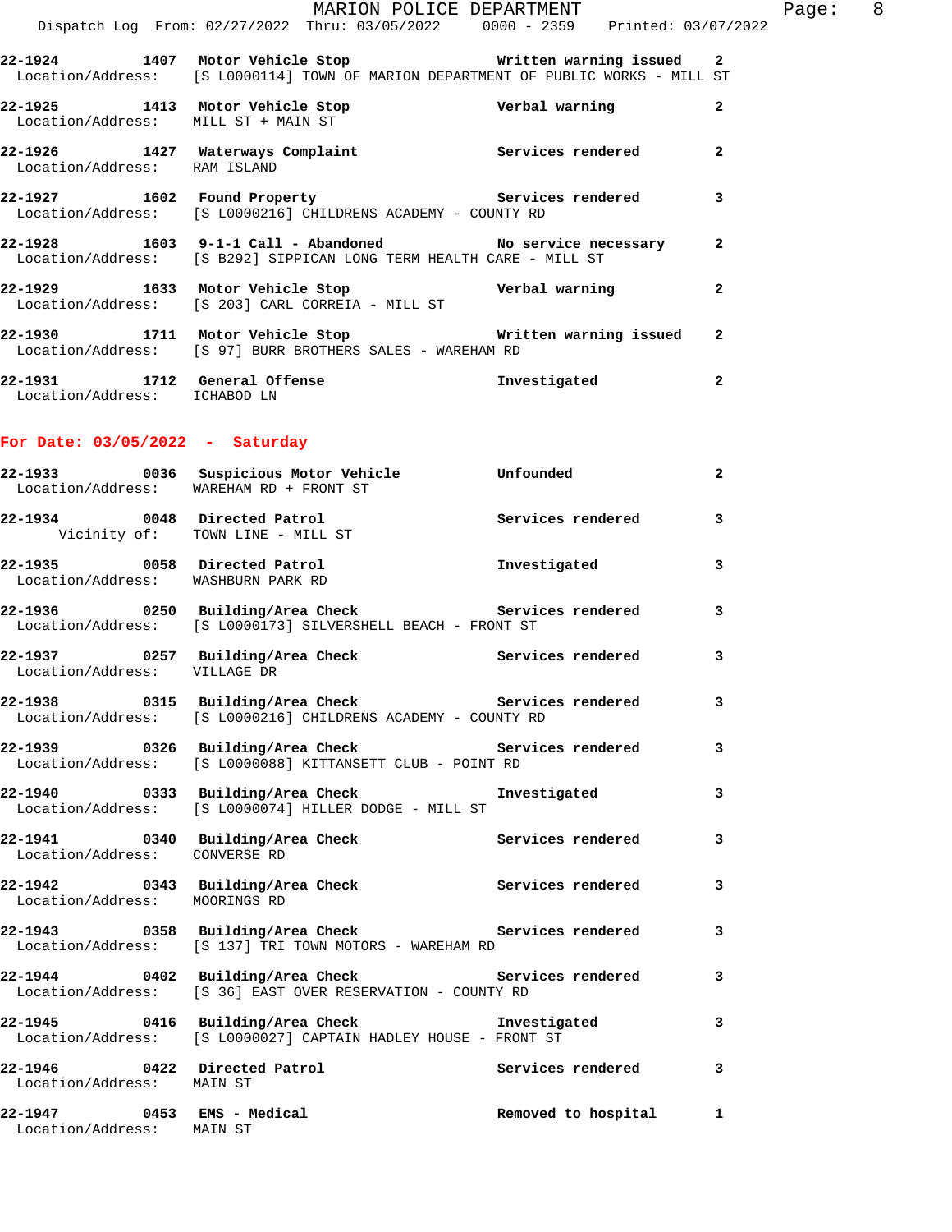| Call # | Time | Call Type | Action | Priority |
|---|---|---|---|---|
| 22-1924 | 1407 | Motor Vehicle Stop | Written warning issued | 2 |
| Location/Address: [S L0000114] TOWN OF MARION DEPARTMENT OF PUBLIC WORKS - MILL ST | | | | |
| 22-1925 | 1413 | Motor Vehicle Stop | Verbal warning | 2 |
| Location/Address: MILL ST + MAIN ST | | | | |
| 22-1926 | 1427 | Waterways Complaint | Services rendered | 2 |
| Location/Address: RAM ISLAND | | | | |
| 22-1927 | 1602 | Found Property | Services rendered | 3 |
| Location/Address: [S L0000216] CHILDRENS ACADEMY - COUNTY RD | | | | |
| 22-1928 | 1603 | 9-1-1 Call - Abandoned | No service necessary | 2 |
| Location/Address: [S B292] SIPPICAN LONG TERM HEALTH CARE - MILL ST | | | | |
| 22-1929 | 1633 | Motor Vehicle Stop | Verbal warning | 2 |
| Location/Address: [S 203] CARL CORREIA - MILL ST | | | | |
| 22-1930 | 1711 | Motor Vehicle Stop | Written warning issued | 2 |
| Location/Address: [S 97] BURR BROTHERS SALES - WAREHAM RD | | | | |
| 22-1931 | 1712 | General Offense | Investigated | 2 |
| Location/Address: ICHABOD LN | | | | |

## For Date: 03/05/2022 - Saturday

| Call # | Time | Call Type | Action | Priority |
|---|---|---|---|---|
| 22-1933 | 0036 | Suspicious Motor Vehicle | Unfounded | 2 |
| Location/Address: WAREHAM RD + FRONT ST | | | | |
| 22-1934 | 0048 | Directed Patrol | Services rendered | 3 |
| Vicinity of: TOWN LINE - MILL ST | | | | |
| 22-1935 | 0058 | Directed Patrol | Investigated | 3 |
| Location/Address: WASHBURN PARK RD | | | | |
| 22-1936 | 0250 | Building/Area Check | Services rendered | 3 |
| Location/Address: [S L0000173] SILVERSHELL BEACH - FRONT ST | | | | |
| 22-1937 | 0257 | Building/Area Check | Services rendered | 3 |
| Location/Address: VILLAGE DR | | | | |
| 22-1938 | 0315 | Building/Area Check | Services rendered | 3 |
| Location/Address: [S L0000216] CHILDRENS ACADEMY - COUNTY RD | | | | |
| 22-1939 | 0326 | Building/Area Check | Services rendered | 3 |
| Location/Address: [S L0000088] KITTANSETT CLUB - POINT RD | | | | |
| 22-1940 | 0333 | Building/Area Check | Investigated | 3 |
| Location/Address: [S L0000074] HILLER DODGE - MILL ST | | | | |
| 22-1941 | 0340 | Building/Area Check | Services rendered | 3 |
| Location/Address: CONVERSE RD | | | | |
| 22-1942 | 0343 | Building/Area Check | Services rendered | 3 |
| Location/Address: MOORINGS RD | | | | |
| 22-1943 | 0358 | Building/Area Check | Services rendered | 3 |
| Location/Address: [S 137] TRI TOWN MOTORS - WAREHAM RD | | | | |
| 22-1944 | 0402 | Building/Area Check | Services rendered | 3 |
| Location/Address: [S 36] EAST OVER RESERVATION - COUNTY RD | | | | |
| 22-1945 | 0416 | Building/Area Check | Investigated | 3 |
| Location/Address: [S L0000027] CAPTAIN HADLEY HOUSE - FRONT ST | | | | |
| 22-1946 | 0422 | Directed Patrol | Services rendered | 3 |
| Location/Address: MAIN ST | | | | |
| 22-1947 | 0453 | EMS - Medical | Removed to hospital | 1 |
| Location/Address: MAIN ST | | | | |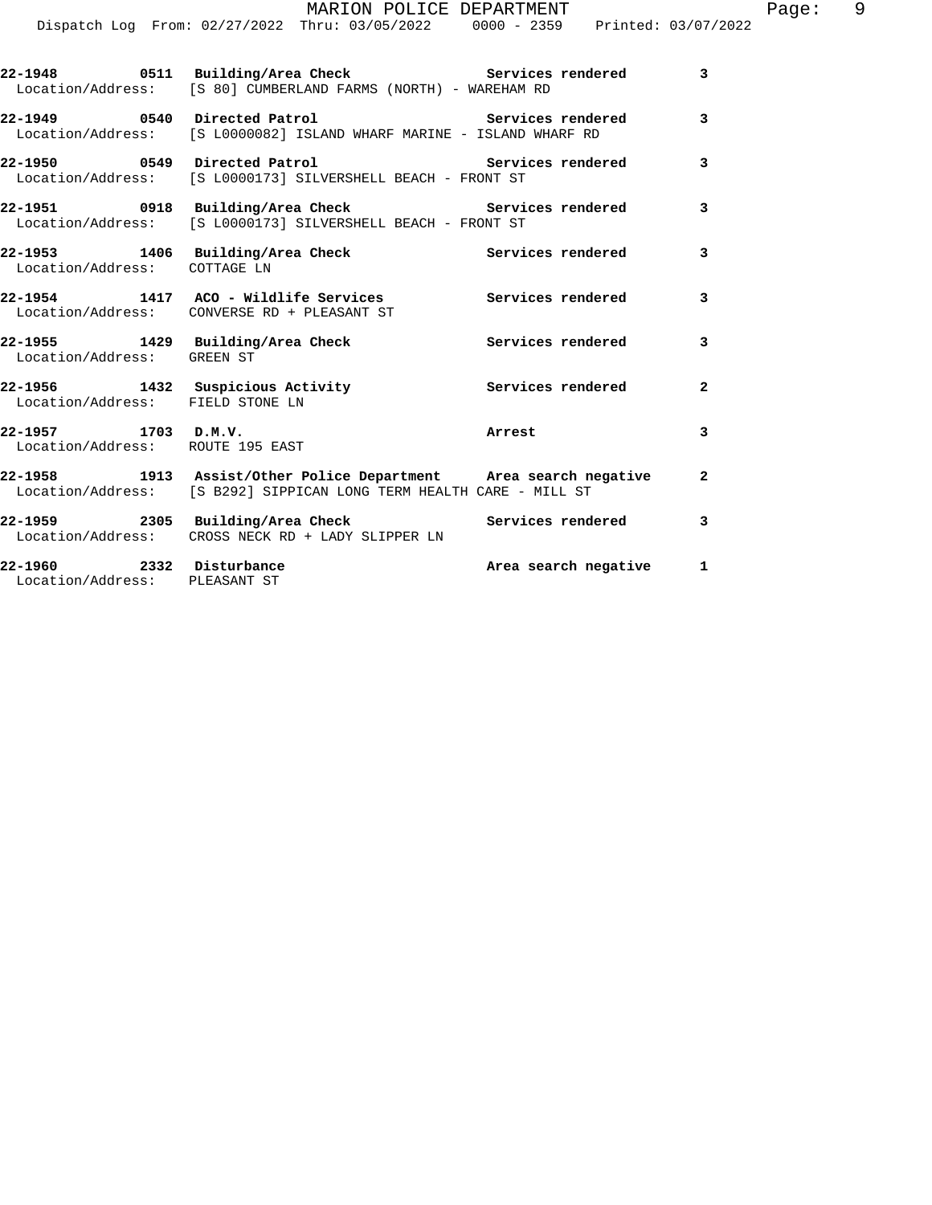| | | | | |
|---|---|---|---|---|
| **22-1948** | **0511** | **Building/Area Check** | **Services rendered** | **3** |
| Location/Address: | [S 80] CUMBERLAND FARMS (NORTH) - WAREHAM RD | | | |
| **22-1949** | **0540** | **Directed Patrol** | **Services rendered** | **3** |
| Location/Address: | [S L0000082] ISLAND WHARF MARINE - ISLAND WHARF RD | | | |
| **22-1950** | **0549** | **Directed Patrol** | **Services rendered** | **3** |
| Location/Address: | [S L0000173] SILVERSHELL BEACH - FRONT ST | | | |
| **22-1951** | **0918** | **Building/Area Check** | **Services rendered** | **3** |
| Location/Address: | [S L0000173] SILVERSHELL BEACH - FRONT ST | | | |
| **22-1953** | **1406** | **Building/Area Check** | **Services rendered** | **3** |
| Location/Address: | COTTAGE LN | | | |
| **22-1954** | **1417** | **ACO - Wildlife Services** | **Services rendered** | **3** |
| Location/Address: | CONVERSE RD + PLEASANT ST | | | |
| **22-1955** | **1429** | **Building/Area Check** | **Services rendered** | **3** |
| Location/Address: | GREEN ST | | | |
| **22-1956** | **1432** | **Suspicious Activity** | **Services rendered** | **2** |
| Location/Address: | FIELD STONE LN | | | |
| **22-1957** | **1703** | **D.M.V.** | **Arrest** | **3** |
| Location/Address: | ROUTE 195 EAST | | | |
| **22-1958** | **1913** | **Assist/Other Police Department** | **Area search negative** | **2** |
| Location/Address: | [S B292] SIPPICAN LONG TERM HEALTH CARE - MILL ST | | | |
| **22-1959** | **2305** | **Building/Area Check** | **Services rendered** | **3** |
| Location/Address: | CROSS NECK RD + LADY SLIPPER LN | | | |
| **22-1960** | **2332** | **Disturbance** | **Area search negative** | **1** |
| Location/Address: | PLEASANT ST | | | |